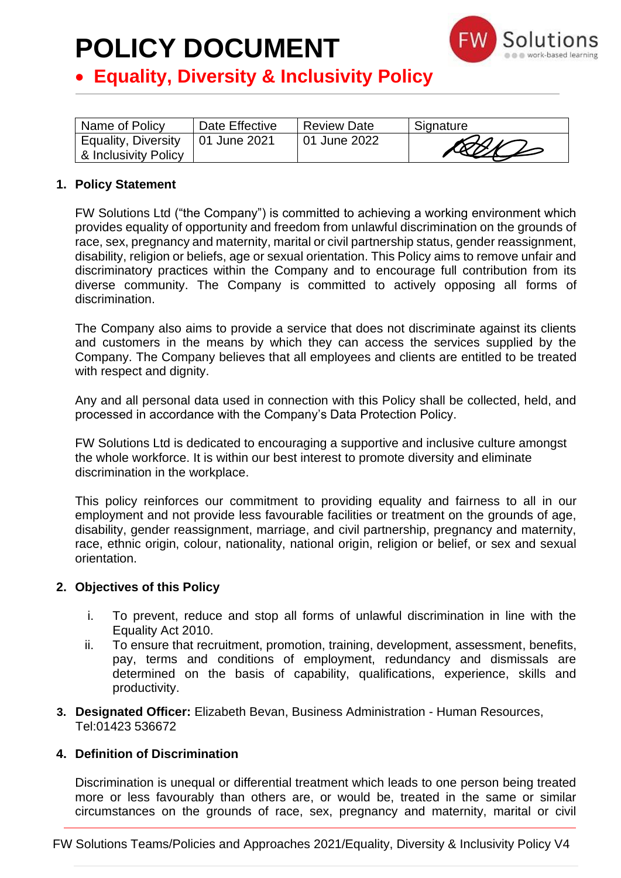# POLICY DOCUMENT

## • Equality, Diversity & Inclusivity Policy

| Name of Policy | Date Effective | Review Date | Signature |
|---|---|---|---|
| Equality, Diversity & Inclusivity Policy | 01 June 2021 | 01 June 2022 | |

### 1. Policy Statement

FW Solutions Ltd ("the Company") is committed to achieving a working environment which provides equality of opportunity and freedom from unlawful discrimination on the grounds of race, sex, pregnancy and maternity, marital or civil partnership status, gender reassignment, disability, religion or beliefs, age or sexual orientation. This Policy aims to remove unfair and discriminatory practices within the Company and to encourage full contribution from its diverse community. The Company is committed to actively opposing all forms of discrimination.

The Company also aims to provide a service that does not discriminate against its clients and customers in the means by which they can access the services supplied by the Company. The Company believes that all employees and clients are entitled to be treated with respect and dignity.

Any and all personal data used in connection with this Policy shall be collected, held, and processed in accordance with the Company's Data Protection Policy.

FW Solutions Ltd is dedicated to encouraging a supportive and inclusive culture amongst the whole workforce. It is within our best interest to promote diversity and eliminate discrimination in the workplace.

This policy reinforces our commitment to providing equality and fairness to all in our employment and not provide less favourable facilities or treatment on the grounds of age, disability, gender reassignment, marriage, and civil partnership, pregnancy and maternity, race, ethnic origin, colour, nationality, national origin, religion or belief, or sex and sexual orientation.

### 2. Objectives of this Policy

i. To prevent, reduce and stop all forms of unlawful discrimination in line with the Equality Act 2010.

ii. To ensure that recruitment, promotion, training, development, assessment, benefits, pay, terms and conditions of employment, redundancy and dismissals are determined on the basis of capability, qualifications, experience, skills and productivity.

### 3. **Designated Officer:** Elizabeth Bevan, Business Administration - Human Resources, Tel:01423 536672

### 4. Definition of Discrimination

Discrimination is unequal or differential treatment which leads to one person being treated more or less favourably than others are, or would be, treated in the same or similar circumstances on the grounds of race, sex, pregnancy and maternity, marital or civil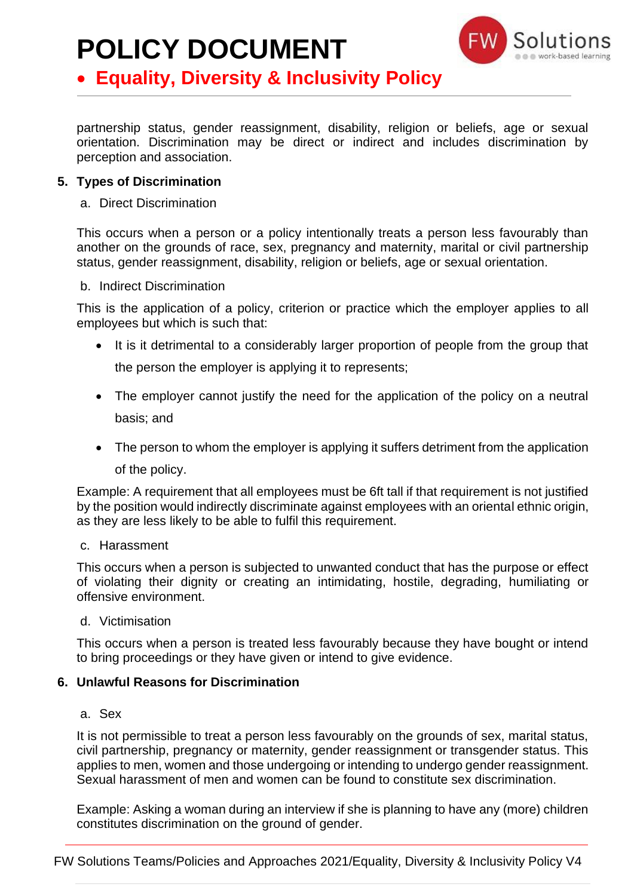partnership status, gender reassignment, disability, religion or beliefs, age or sexual orientation. Discrimination may be direct or indirect and includes discrimination by perception and association.

## 5. Types of Discrimination

a. Direct Discrimination

This occurs when a person or a policy intentionally treats a person less favourably than another on the grounds of race, sex, pregnancy and maternity, marital or civil partnership status, gender reassignment, disability, religion or beliefs, age or sexual orientation.

b. Indirect Discrimination

This is the application of a policy, criterion or practice which the employer applies to all employees but which is such that:

- It is it detrimental to a considerably larger proportion of people from the group that the person the employer is applying it to represents;
- The employer cannot justify the need for the application of the policy on a neutral basis; and
- The person to whom the employer is applying it suffers detriment from the application of the policy.

Example: A requirement that all employees must be 6ft tall if that requirement is not justified by the position would indirectly discriminate against employees with an oriental ethnic origin, as they are less likely to be able to fulfil this requirement.

c. Harassment

This occurs when a person is subjected to unwanted conduct that has the purpose or effect of violating their dignity or creating an intimidating, hostile, degrading, humiliating or offensive environment.

d. Victimisation

This occurs when a person is treated less favourably because they have bought or intend to bring proceedings or they have given or intend to give evidence.

## 6. Unlawful Reasons for Discrimination

a. Sex

It is not permissible to treat a person less favourably on the grounds of sex, marital status, civil partnership, pregnancy or maternity, gender reassignment or transgender status. This applies to men, women and those undergoing or intending to undergo gender reassignment. Sexual harassment of men and women can be found to constitute sex discrimination.

Example: Asking a woman during an interview if she is planning to have any (more) children constitutes discrimination on the ground of gender.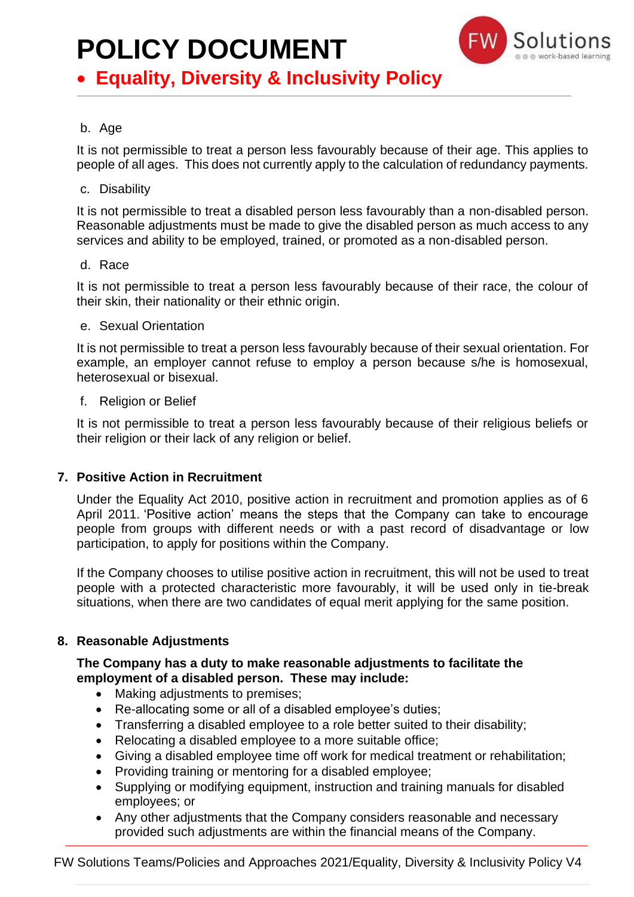b. Age

It is not permissible to treat a person less favourably because of their age. This applies to people of all ages. This does not currently apply to the calculation of redundancy payments.

c. Disability

It is not permissible to treat a disabled person less favourably than a non-disabled person. Reasonable adjustments must be made to give the disabled person as much access to any services and ability to be employed, trained, or promoted as a non-disabled person.

d. Race

It is not permissible to treat a person less favourably because of their race, the colour of their skin, their nationality or their ethnic origin.

e. Sexual Orientation

It is not permissible to treat a person less favourably because of their sexual orientation. For example, an employer cannot refuse to employ a person because s/he is homosexual, heterosexual or bisexual.

f. Religion or Belief

It is not permissible to treat a person less favourably because of their religious beliefs or their religion or their lack of any religion or belief.

## 7. Positive Action in Recruitment

Under the Equality Act 2010, positive action in recruitment and promotion applies as of 6 April 2011. 'Positive action' means the steps that the Company can take to encourage people from groups with different needs or with a past record of disadvantage or low participation, to apply for positions within the Company.

If the Company chooses to utilise positive action in recruitment, this will not be used to treat people with a protected characteristic more favourably, it will be used only in tie-break situations, when there are two candidates of equal merit applying for the same position.

## 8. Reasonable Adjustments

**The Company has a duty to make reasonable adjustments to facilitate the employment of a disabled person. These may include:**

- Making adjustments to premises;
- Re-allocating some or all of a disabled employee's duties;
- Transferring a disabled employee to a role better suited to their disability;
- Relocating a disabled employee to a more suitable office;
- Giving a disabled employee time off work for medical treatment or rehabilitation;
- Providing training or mentoring for a disabled employee;
- Supplying or modifying equipment, instruction and training manuals for disabled employees; or
- Any other adjustments that the Company considers reasonable and necessary provided such adjustments are within the financial means of the Company.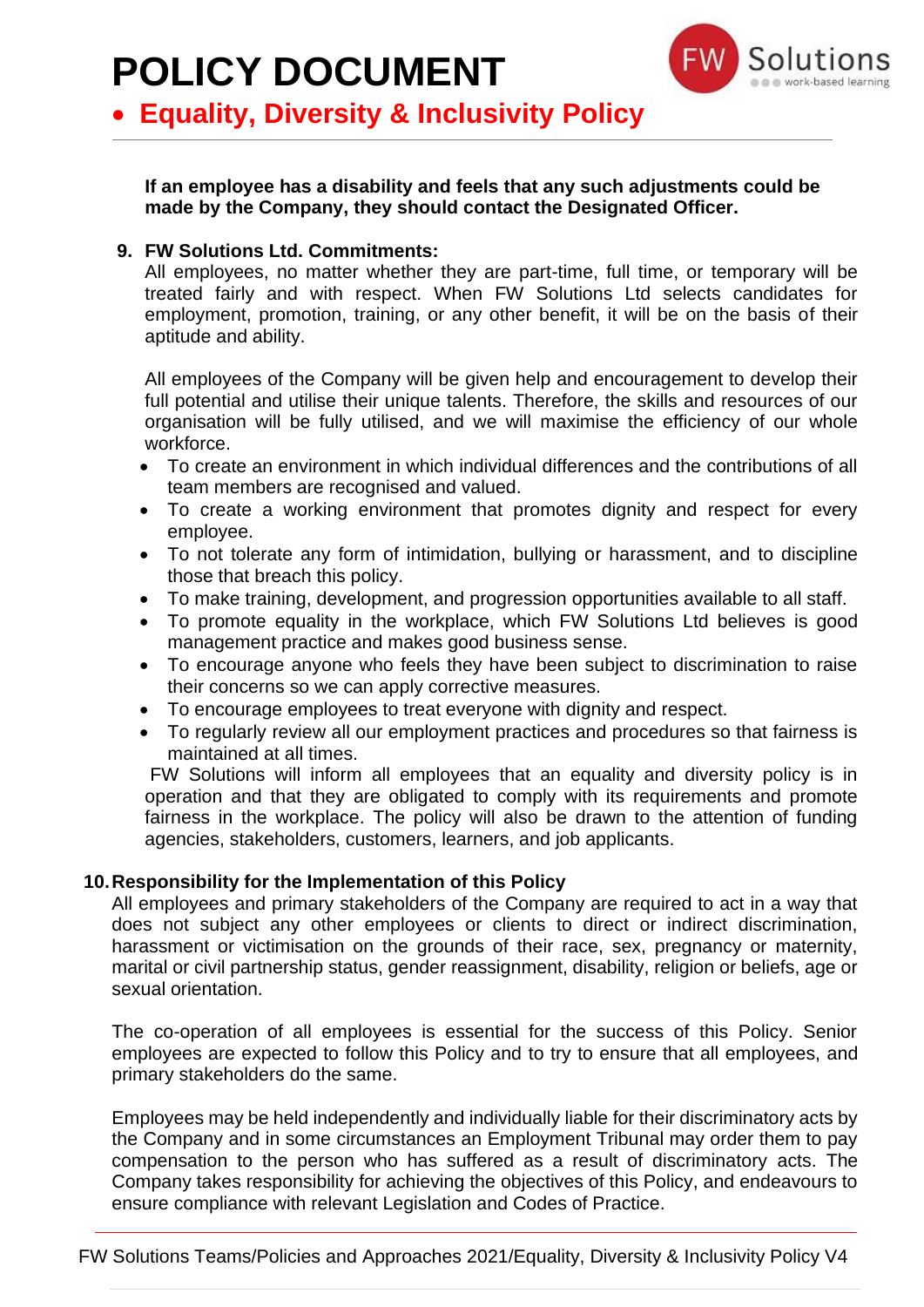**If an employee has a disability and feels that any such adjustments could be made by the Company, they should contact the Designated Officer.**

## 9. FW Solutions Ltd. Commitments:

All employees, no matter whether they are part-time, full time, or temporary will be treated fairly and with respect. When FW Solutions Ltd selects candidates for employment, promotion, training, or any other benefit, it will be on the basis of their aptitude and ability.

All employees of the Company will be given help and encouragement to develop their full potential and utilise their unique talents. Therefore, the skills and resources of our organisation will be fully utilised, and we will maximise the efficiency of our whole workforce.

- To create an environment in which individual differences and the contributions of all team members are recognised and valued.
- To create a working environment that promotes dignity and respect for every employee.
- To not tolerate any form of intimidation, bullying or harassment, and to discipline those that breach this policy.
- To make training, development, and progression opportunities available to all staff.
- To promote equality in the workplace, which FW Solutions Ltd believes is good management practice and makes good business sense.
- To encourage anyone who feels they have been subject to discrimination to raise their concerns so we can apply corrective measures.
- To encourage employees to treat everyone with dignity and respect.
- To regularly review all our employment practices and procedures so that fairness is maintained at all times.

FW Solutions will inform all employees that an equality and diversity policy is in operation and that they are obligated to comply with its requirements and promote fairness in the workplace. The policy will also be drawn to the attention of funding agencies, stakeholders, customers, learners, and job applicants.

## 10. Responsibility for the Implementation of this Policy

All employees and primary stakeholders of the Company are required to act in a way that does not subject any other employees or clients to direct or indirect discrimination, harassment or victimisation on the grounds of their race, sex, pregnancy or maternity, marital or civil partnership status, gender reassignment, disability, religion or beliefs, age or sexual orientation.

The co-operation of all employees is essential for the success of this Policy. Senior employees are expected to follow this Policy and to try to ensure that all employees, and primary stakeholders do the same.

Employees may be held independently and individually liable for their discriminatory acts by the Company and in some circumstances an Employment Tribunal may order them to pay compensation to the person who has suffered as a result of discriminatory acts. The Company takes responsibility for achieving the objectives of this Policy, and endeavours to ensure compliance with relevant Legislation and Codes of Practice.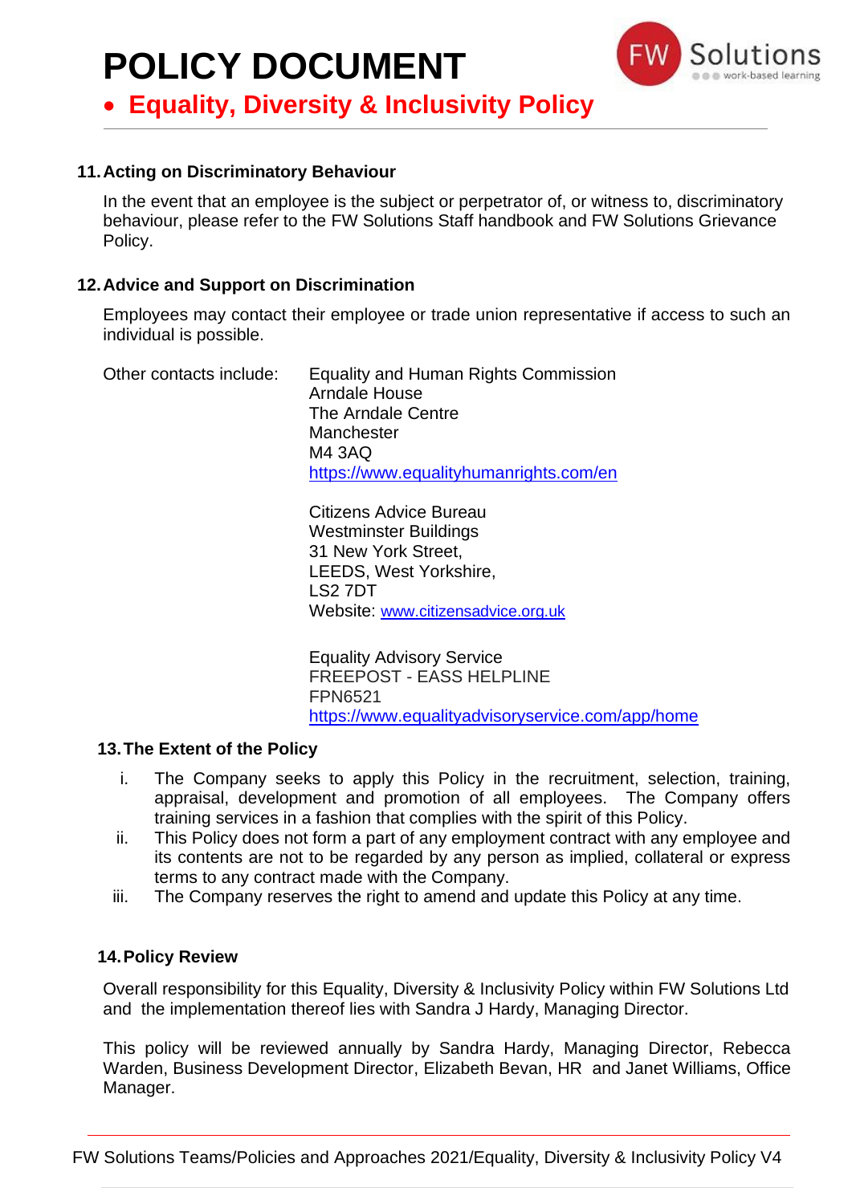## 11. Acting on Discriminatory Behaviour

In the event that an employee is the subject or perpetrator of, or witness to, discriminatory behaviour, please refer to the FW Solutions Staff handbook and FW Solutions Grievance Policy.

## 12. Advice and Support on Discrimination

Employees may contact their employee or trade union representative if access to such an individual is possible.

Other contacts include:

Equality and Human Rights Commission
Arndale House
The Arndale Centre
Manchester
M4 3AQ
https://www.equalityhumanrights.com/en

Citizens Advice Bureau
Westminster Buildings
31 New York Street,
LEEDS, West Yorkshire,
LS2 7DT
Website: www.citizensadvice.org.uk

Equality Advisory Service
FREEPOST - EASS HELPLINE
FPN6521
https://www.equalityadvisoryservice.com/app/home

## 13. The Extent of the Policy

i. The Company seeks to apply this Policy in the recruitment, selection, training, appraisal, development and promotion of all employees. The Company offers training services in a fashion that complies with the spirit of this Policy.
ii. This Policy does not form a part of any employment contract with any employee and its contents are not to be regarded by any person as implied, collateral or express terms to any contract made with the Company.
iii. The Company reserves the right to amend and update this Policy at any time.

## 14. Policy Review

Overall responsibility for this Equality, Diversity & Inclusivity Policy within FW Solutions Ltd and the implementation thereof lies with Sandra J Hardy, Managing Director.

This policy will be reviewed annually by Sandra Hardy, Managing Director, Rebecca Warden, Business Development Director, Elizabeth Bevan, HR and Janet Williams, Office Manager.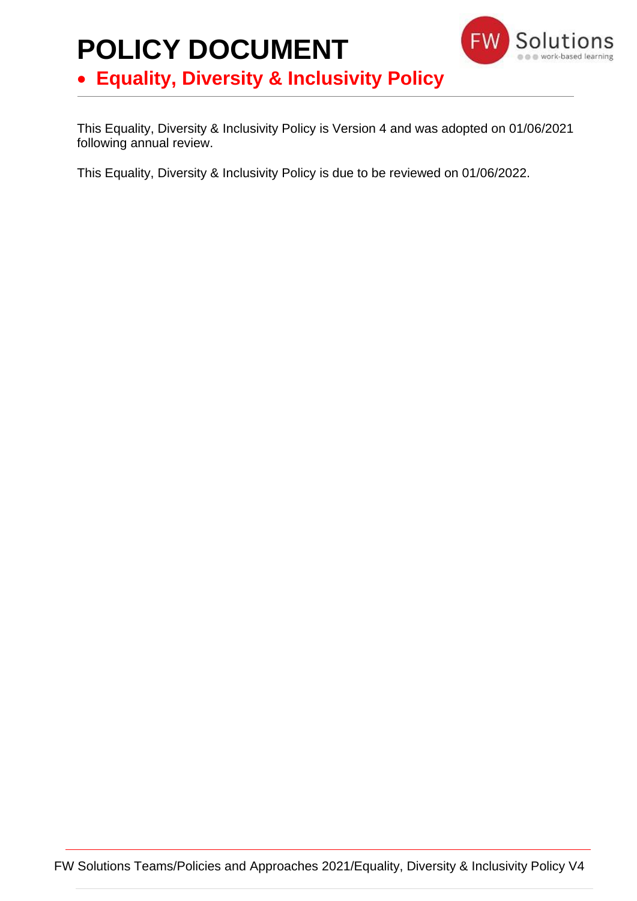# POLICY DOCUMENT

- **Equality, Diversity & Inclusivity Policy**

This Equality, Diversity & Inclusivity Policy is Version 4 and was adopted on 01/06/2021 following annual review.

This Equality, Diversity & Inclusivity Policy is due to be reviewed on 01/06/2022.